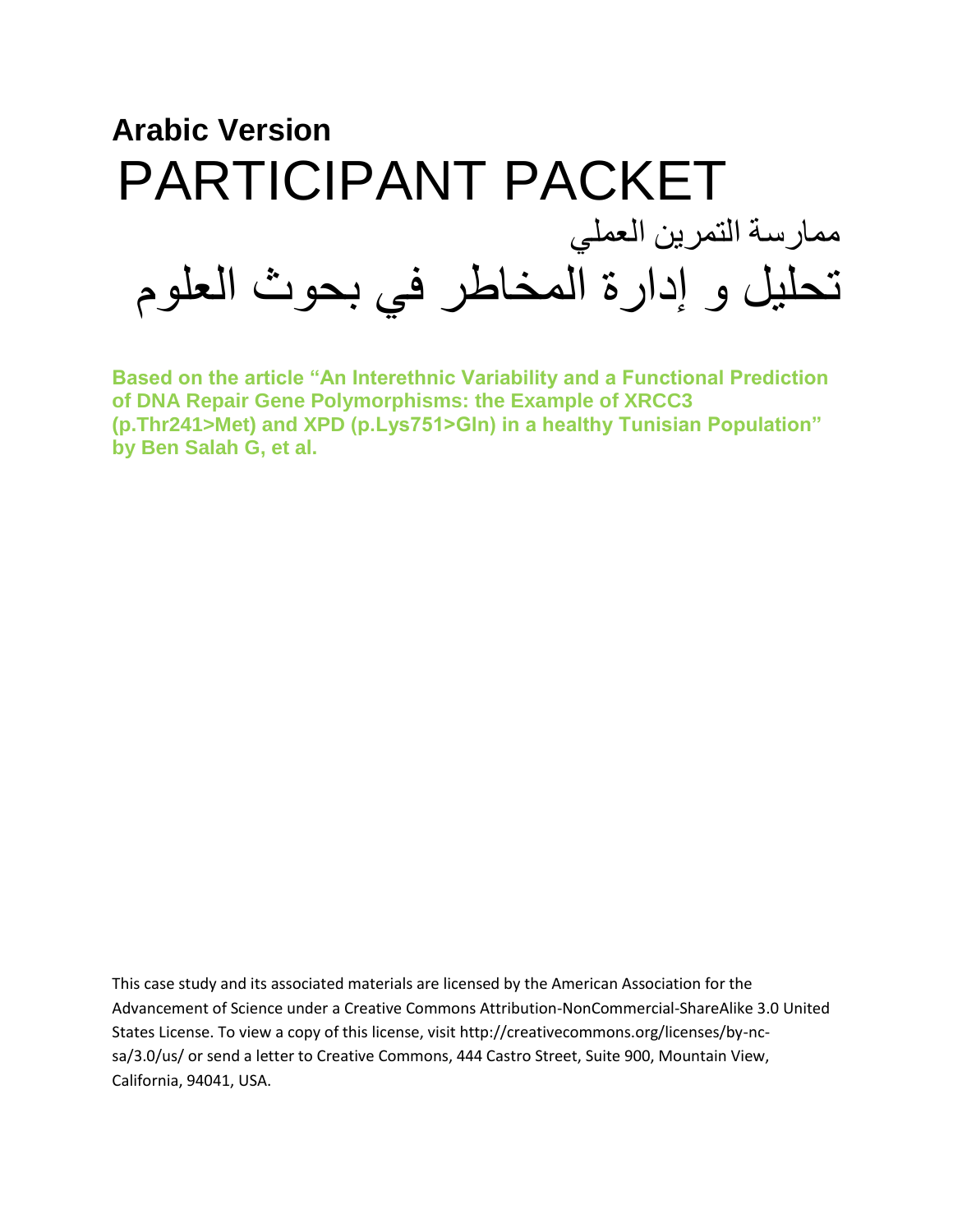**Arabic Version**

# PARTICIPANT PACKET

ممارسة التمرين العملي

# تحليل و إدارة المخاطر في بحوث العلوم

**Based on the article "An Interethnic Variability and a Functional Prediction of DNA Repair Gene Polymorphisms: the Example of XRCC3 (p.Thr241>Met) and XPD (p.Lys751>Gln) in a healthy Tunisian Population" by Ben Salah G, et al.**

This case study and its associated materials are licensed by the American Association for the Advancement of Science under a Creative Commons Attribution-NonCommercial-ShareAlike 3.0 United States License. To view a copy of this license, visit http://creativecommons.org/licenses/by-nc-sa/3.0/us/ or send a letter to Creative Commons, 444 Castro Street, Suite 900, Mountain View, California, 94041, USA.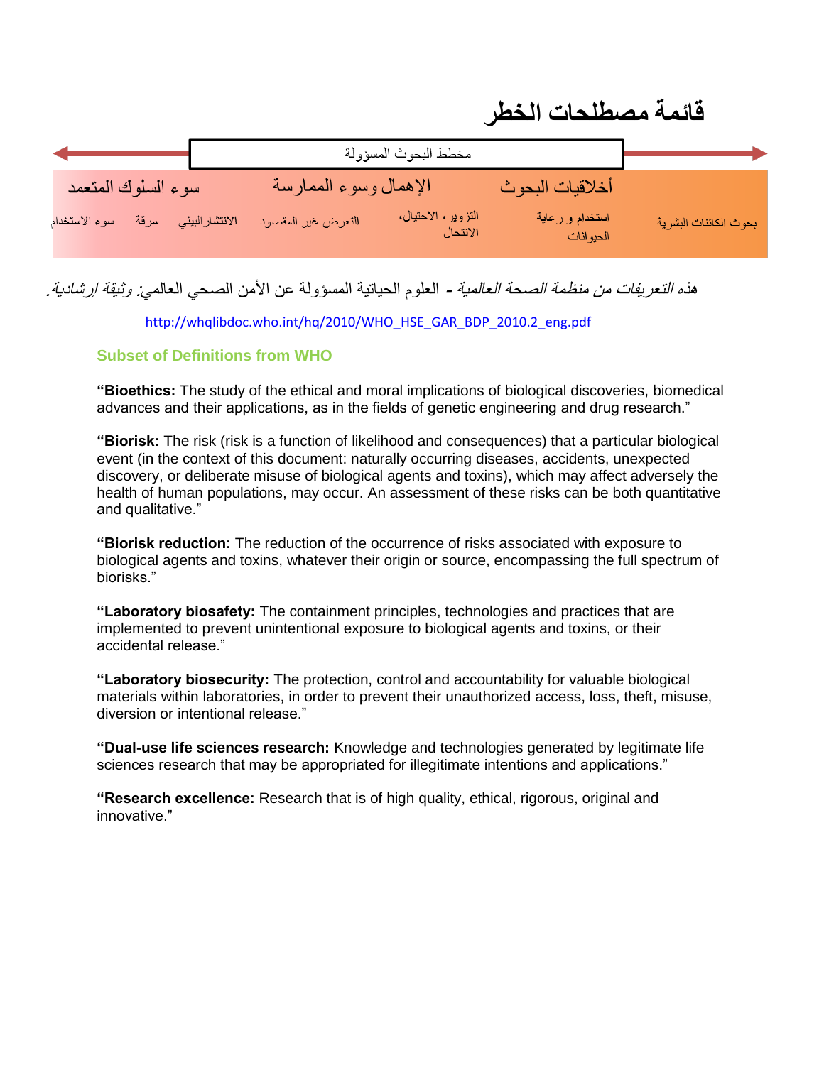# قائمة مصطلحات الخطر

مخطط البحوث المسؤولة

| سوء السلوك المتعمد | | | الإهمال وسوء الممارسة | | أخلاقيات البحوث | |
|---|---|---|---|---|---|---|
| سوء الاستخدام | سرقة | الانتشار البيئي | التعرض غير المقصود | التزوير، الاحتيال، الانتحال | استخدام و رعاية الحيوانات | بحوث الكائنات البشرية |

*هذه التعريفات من منظمة الصحة العالمية* - العلوم الحياتية المسؤولة عن الأمن الصحي العالمي: *وثيقة إرشادية.*

http://whqlibdoc.who.int/hq/2010/WHO_HSE_GAR_BDP_2010.2_eng.pdf

### Subset of Definitions from WHO

"**Bioethics:** The study of the ethical and moral implications of biological discoveries, biomedical advances and their applications, as in the fields of genetic engineering and drug research."

"**Biorisk:** The risk (risk is a function of likelihood and consequences) that a particular biological event (in the context of this document: naturally occurring diseases, accidents, unexpected discovery, or deliberate misuse of biological agents and toxins), which may affect adversely the health of human populations, may occur. An assessment of these risks can be both quantitative and qualitative."

"**Biorisk reduction:** The reduction of the occurrence of risks associated with exposure to biological agents and toxins, whatever their origin or source, encompassing the full spectrum of biorisks."

"**Laboratory biosafety:** The containment principles, technologies and practices that are implemented to prevent unintentional exposure to biological agents and toxins, or their accidental release."

"**Laboratory biosecurity:** The protection, control and accountability for valuable biological materials within laboratories, in order to prevent their unauthorized access, loss, theft, misuse, diversion or intentional release."

"**Dual-use life sciences research:** Knowledge and technologies generated by legitimate life sciences research that may be appropriated for illegitimate intentions and applications."

"**Research excellence:** Research that is of high quality, ethical, rigorous, original and innovative."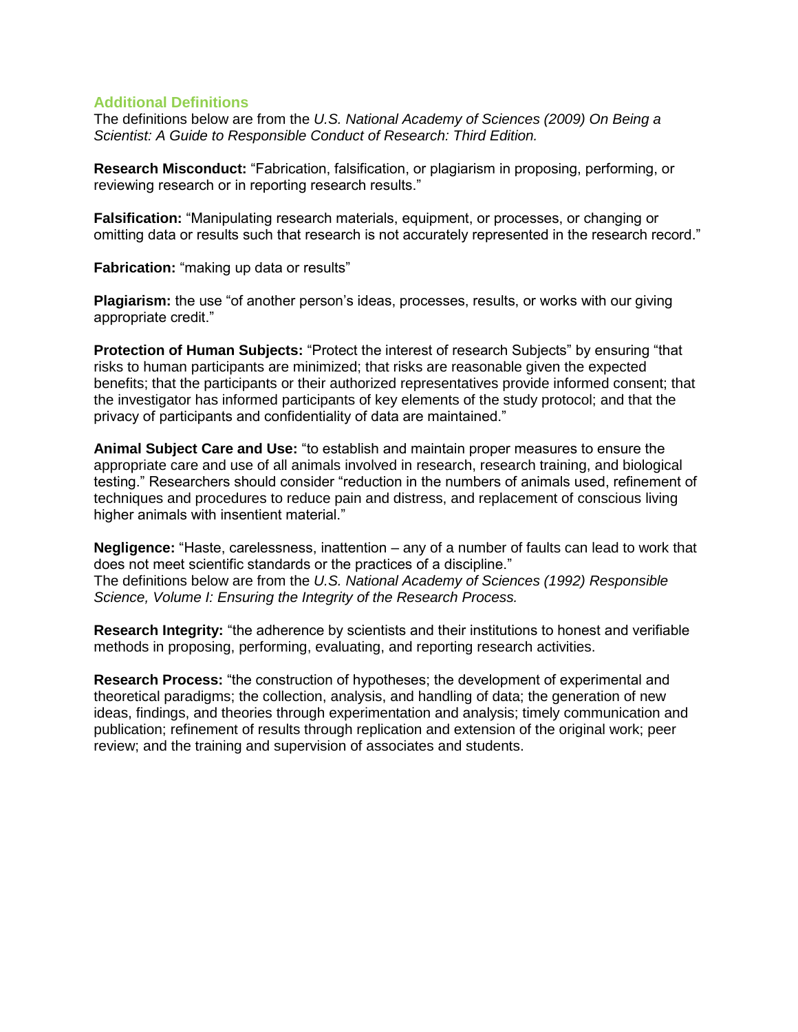## Additional Definitions

The definitions below are from the *U.S. National Academy of Sciences (2009) On Being a Scientist: A Guide to Responsible Conduct of Research: Third Edition.*

**Research Misconduct:** “Fabrication, falsification, or plagiarism in proposing, performing, or reviewing research or in reporting research results.”

**Falsification:** “Manipulating research materials, equipment, or processes, or changing or omitting data or results such that research is not accurately represented in the research record.”

**Fabrication:** “making up data or results”

**Plagiarism:** the use “of another person’s ideas, processes, results, or works with our giving appropriate credit.”

**Protection of Human Subjects:** “Protect the interest of research Subjects” by ensuring “that risks to human participants are minimized; that risks are reasonable given the expected benefits; that the participants or their authorized representatives provide informed consent; that the investigator has informed participants of key elements of the study protocol; and that the privacy of participants and confidentiality of data are maintained.”

**Animal Subject Care and Use:** “to establish and maintain proper measures to ensure the appropriate care and use of all animals involved in research, research training, and biological testing.” Researchers should consider “reduction in the numbers of animals used, refinement of techniques and procedures to reduce pain and distress, and replacement of conscious living higher animals with insentient material.”

**Negligence:** “Haste, carelessness, inattention – any of a number of faults can lead to work that does not meet scientific standards or the practices of a discipline.”
The definitions below are from the *U.S. National Academy of Sciences (1992) Responsible Science, Volume I: Ensuring the Integrity of the Research Process.*

**Research Integrity:** “the adherence by scientists and their institutions to honest and verifiable methods in proposing, performing, evaluating, and reporting research activities.

**Research Process:** “the construction of hypotheses; the development of experimental and theoretical paradigms; the collection, analysis, and handling of data; the generation of new ideas, findings, and theories through experimentation and analysis; timely communication and publication; refinement of results through replication and extension of the original work; peer review; and the training and supervision of associates and students.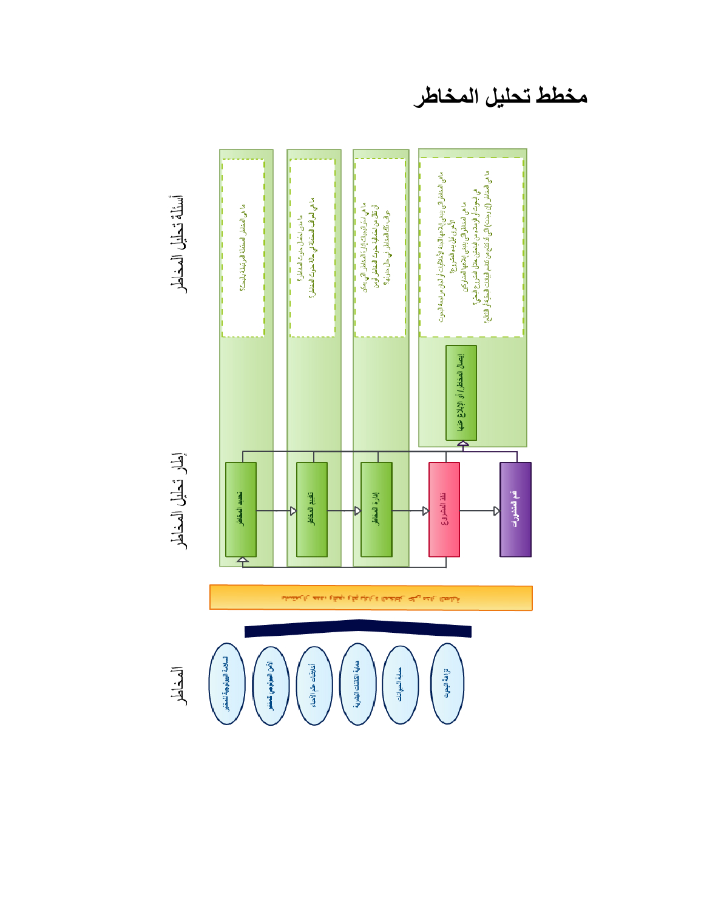# مخطط تحليل المخاطر

## المخاطر

- السلامة البيولوجية للمختبر
- الأمن البيولوجي للمختبر
- أخلاقيات علم الأحياء
- حماية الكائنات البشرية
- حماية الحيوانات
- نزاهة البحوث

## إطار تحليل المخاطر

- تحديد المخاطر
- تقييم المخاطر
- إدارة المخاطر
- تنفيذ المشروع
- نشر المنشورات
- إيصال المخاطر أو الإبلاغ عنها

## أسئلة تحليل المخاطر

- تحديد المخاطر: ما هي المخاطر المحتملة المرتبطة بالبحث؟
- تقييم المخاطر: ما مدى احتمال حدوث المخاطر؟ ما هي العواقب المحتملة في حالة حدوث المخاطر؟
- إدارة المخاطر: ما هي أنسب إجراءات إدارة المخاطر التي يمكن أن تقلل من احتمالية حدوث المخاطر أو من عواقب تلك المخاطر في حال حدوثها؟
- إيصال المخاطر أو الإبلاغ عنها: ما هي المخاطر التي ينبغي إبلاغها للجنة الأخلاقيات أو لجان مراجعة البحوث الأخرى قبل بدء المشروع؟ ما هي المخاطر التي ينبغي إبلاغها للمشاركين في البحوث أو الزملاء من الباحثين خلال المشروع البحثي؟ ما هي المخاطر (إن وجدت) التي قد تنتج عن نشر البيانات البحثية أو النتائج؟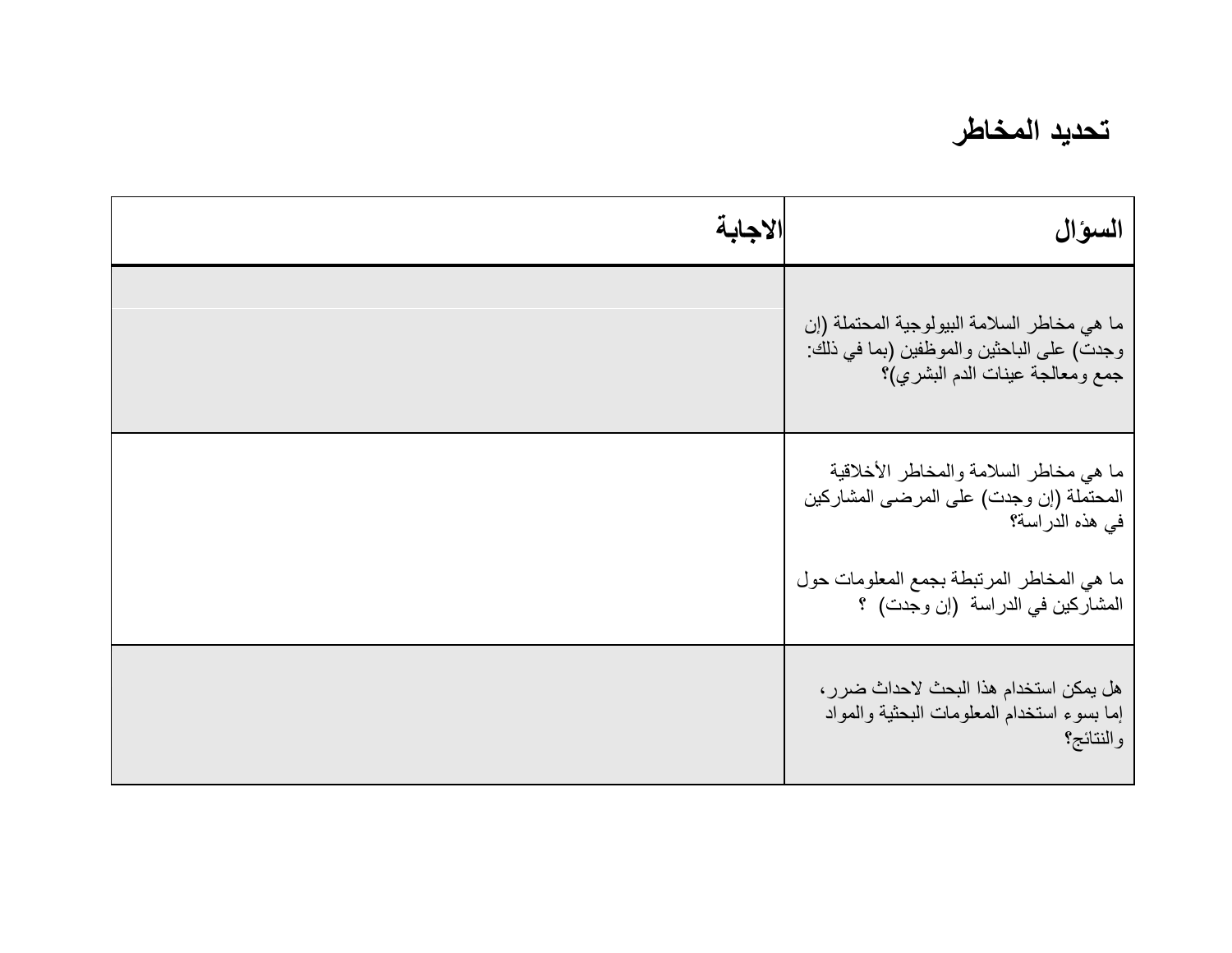# تحديد المخاطر

| السؤال | الاجابة |
| --- | --- |
| ما هي مخاطر السلامة البيولوجية المحتملة (إن وجدت) على الباحثين والموظفين (بما في ذلك: جمع ومعالجة عينات الدم البشري)؟ | |
| ما هي مخاطر السلامة والمخاطر الأخلاقية المحتملة (إن وجدت) على المرضى المشاركين في هذه الدراسة؟<br><br>ما هي المخاطر المرتبطة بجمع المعلومات حول المشاركين في الدراسة (إن وجدت) ؟ | |
| هل يمكن استخدام هذا البحث لاحداث ضرر، إما بسوء استخدام المعلومات البحثية والمواد والنتائج؟ | |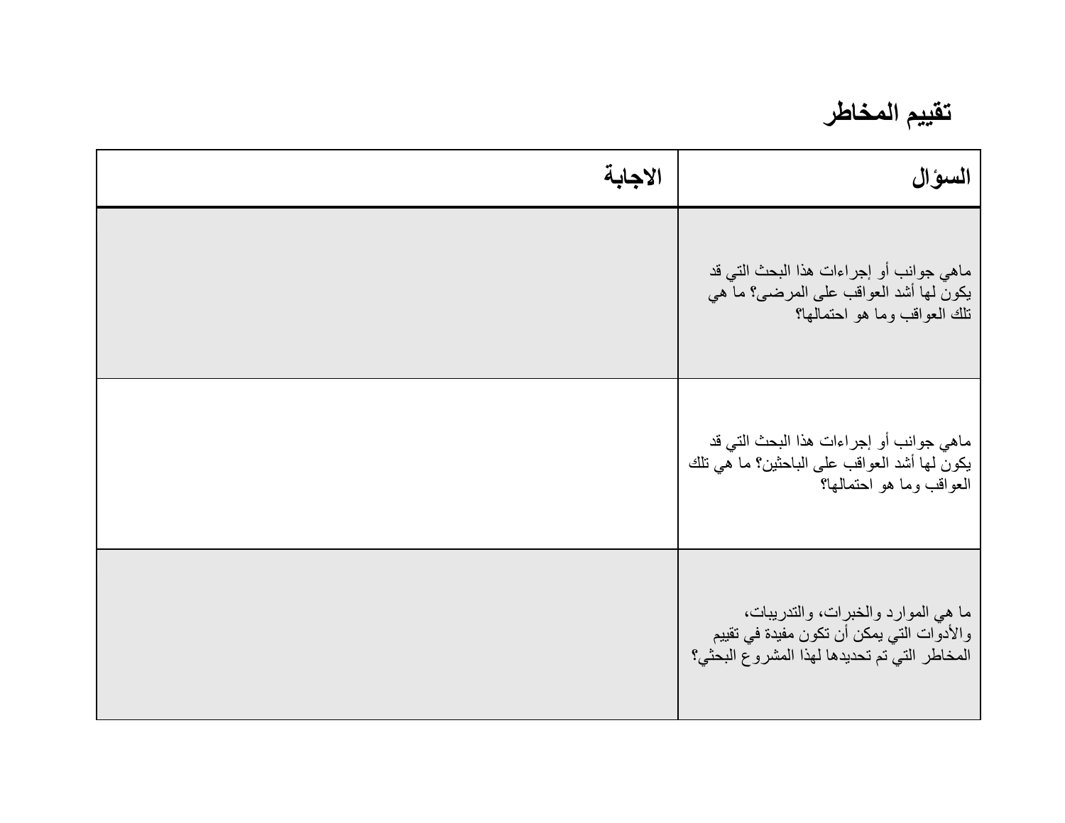## تقييم المخاطر

| السؤال | الاجابة |
| --- | --- |
| ماهي جوانب أو إجراءات هذا البحث التي قد يكون لها أشد العواقب على المرضى؟ ما هي تلك العواقب وما هو احتمالها؟ | |
| ماهي جوانب أو إجراءات هذا البحث التي قد يكون لها أشد العواقب على الباحثين؟ ما هي تلك العواقب وما هو احتمالها؟ | |
| ما هي الموارد والخبرات، والتدريبات، والأدوات التي يمكن أن تكون مفيدة في تقييم المخاطر التي تم تحديدها لهذا المشروع البحثي؟ | |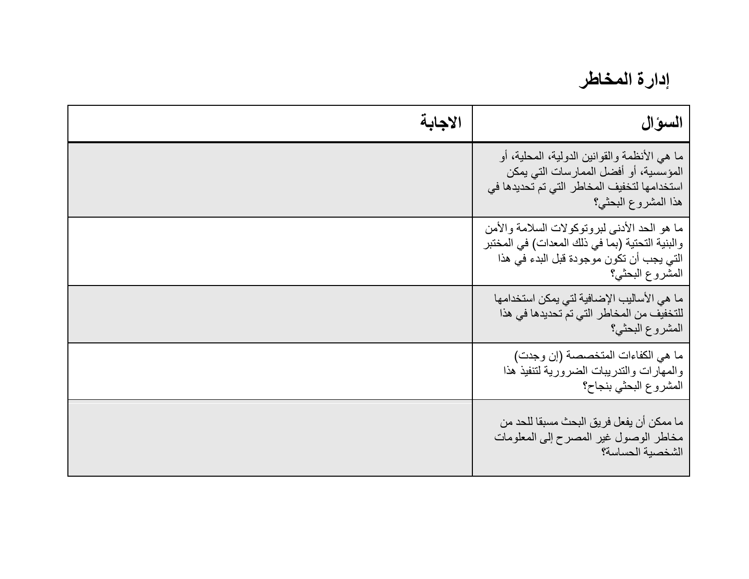# إدارة المخاطر

| السؤال | الاجابة |
| --- | --- |
| ما هي الأنظمة والقوانين الدولية، المحلية، أو المؤسسية، أو أفضل الممارسات التي يمكن استخدامها لتخفيف المخاطر التي تم تحديدها في هذا المشروع البحثي؟ | |
| ما هو الحد الأدنى لبروتوكولات السلامة والأمن والبنية التحتية (بما في ذلك المعدات) في المختبر التي يجب أن تكون موجودة قبل البدء في هذا المشروع البحثي؟ | |
| ما هي الأساليب الإضافية لتي يمكن استخدامها للتخفيف من المخاطر التي تم تحديدها في هذا المشروع البحثي؟ | |
| ما هي الكفاءات المتخصصة (إن وجدت) والمهارات والتدريبات الضرورية لتنفيذ هذا المشروع البحثي بنجاح؟ | |
| ما ممكن أن يفعل فريق البحث مسبقا للحد من مخاطر الوصول غير المصرح إلى المعلومات الشخصية الحساسة؟ | |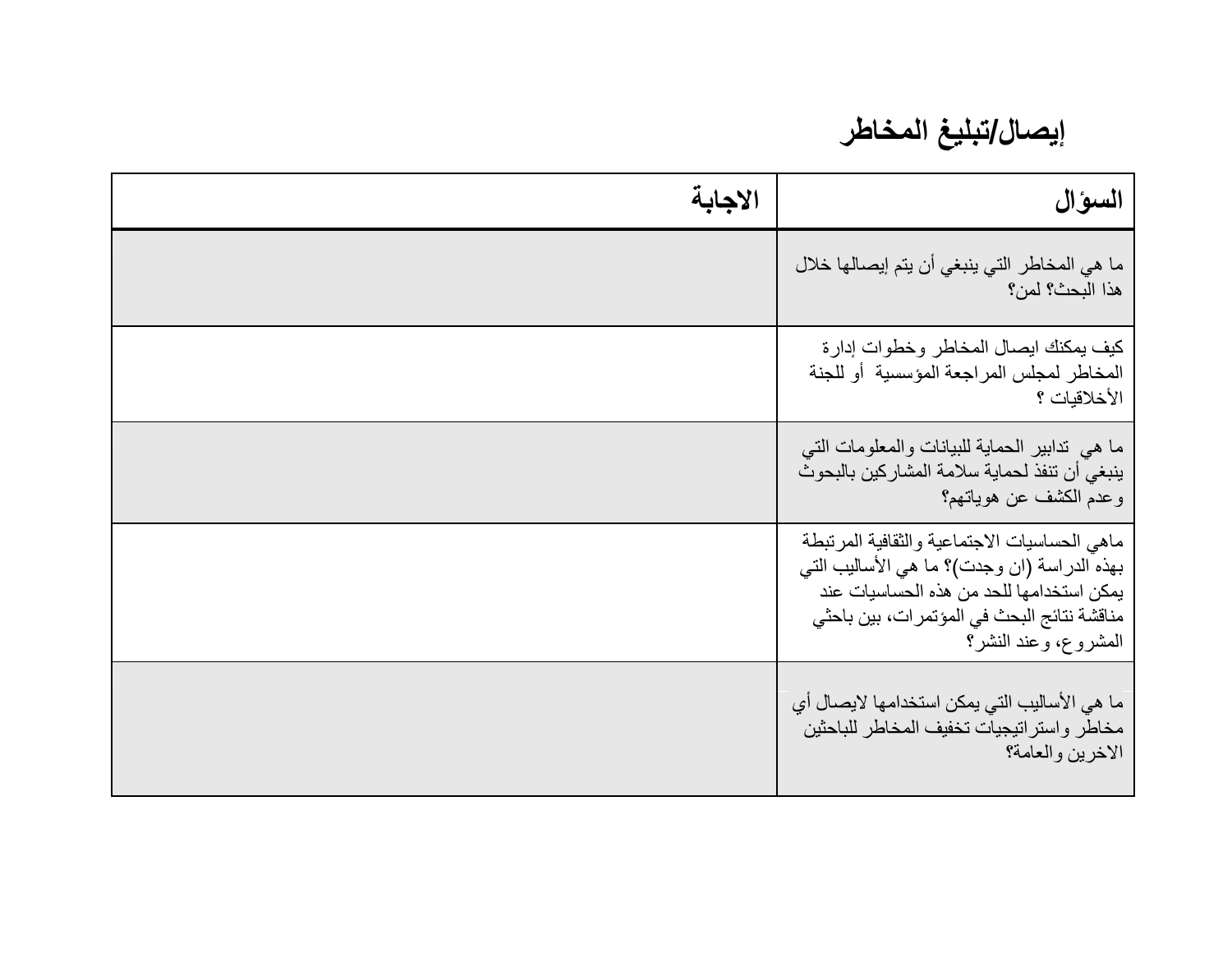## إيصال/تبليغ المخاطر

| السؤال | الاجابة |
| --- | --- |
| ما هي المخاطر التي ينبغي أن يتم إيصالها خلال هذا البحث؟ لمن؟ | |
| كيف يمكنك ايصال المخاطر وخطوات إدارة المخاطر لمجلس المراجعة المؤسسية أو للجنة الأخلاقيات ؟ | |
| ما هي تدابير الحماية للبيانات والمعلومات التي ينبغي أن تنفذ لحماية سلامة المشاركين بالبحوث وعدم الكشف عن هوياتهم؟ | |
| ماهي الحساسيات الاجتماعية والثقافية المرتبطة بهذه الدراسة (ان وجدت)؟ ما هي الأساليب التي يمكن استخدامها للحد من هذه الحساسيات عند مناقشة نتائج البحث في المؤتمرات، بين باحثي المشروع، وعند النشر؟ | |
| ما هي الأساليب التي يمكن استخدامها لايصال أي مخاطر واستراتيجيات تخفيف المخاطر للباحثين الاخرين والعامة؟ | |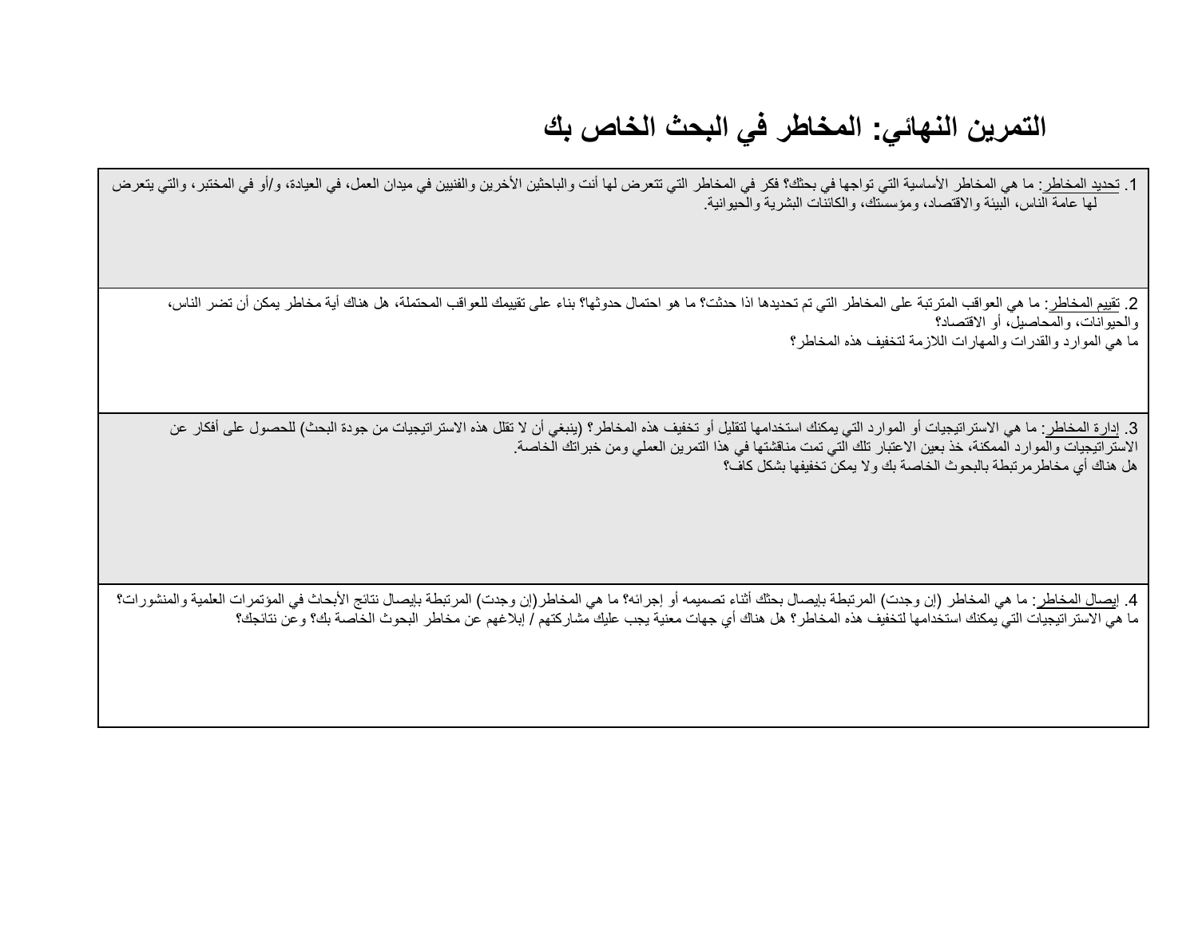# التمرين النهائي: المخاطر في البحث الخاص بك

| |
|---|
| 1. تحديد المخاطر: ما هي المخاطر الأساسية التي تواجها في بحثك؟ فكر في المخاطر التي تتعرض لها أنت والباحثين الأخرين والفنيين في ميدان العمل، في العيادة، و/أو في المختبر، والتي يتعرض لها عامة الناس، البيئة والاقتصاد، ومؤسستك، والكائنات البشرية والحيوانية. |
| 2. تقييم المخاطر: ما هي العواقب المترتبة على المخاطر التي تم تحديدها اذا حدثت؟ ما هو احتمال حدوثها؟ بناء على تقييمك للعواقب المحتملة، هل هناك أية مخاطر يمكن أن تضر الناس، والحيوانات، والمحاصيل، أو الاقتصاد؟<br>ما هي الموارد والقدرات والمهارات اللازمة لتخفيف هذه المخاطر؟ |
| 3. إدارة المخاطر: ما هي الاستراتيجيات أو الموارد التي يمكنك استخدامها لتقليل أو تخفيف هذه المخاطر؟ (ينبغي أن لا تقلل هذه الاستراتيجيات من جودة البحث) للحصول على أفكار عن الاستراتيجيات والموارد الممكنة، خذ بعين الاعتبار تلك التي تمت مناقشتها في هذا التمرين العملي ومن خبراتك الخاصة.<br>هل هناك أي مخاطرمرتبطة بالبحوث الخاصة بك ولا يمكن تخفيفها بشكل كاف؟ |
| 4. إيصال المخاطر: ما هي المخاطر (إن وجدت) المرتبطة بإيصال بحثك أثناء تصميمه أو إجرائه؟ ما هي المخاطر(إن وجدت) المرتبطة بإيصال نتائج الأبحاث في المؤتمرات العلمية والمنشورات؟<br>ما هي الاستراتيجيات التي يمكنك استخدامها لتخفيف هذه المخاطر؟ هل هناك أي جهات معنية يجب عليك مشاركتهم / إبلاغهم عن مخاطر البحوث الخاصة بك؟ وعن نتائجك؟ |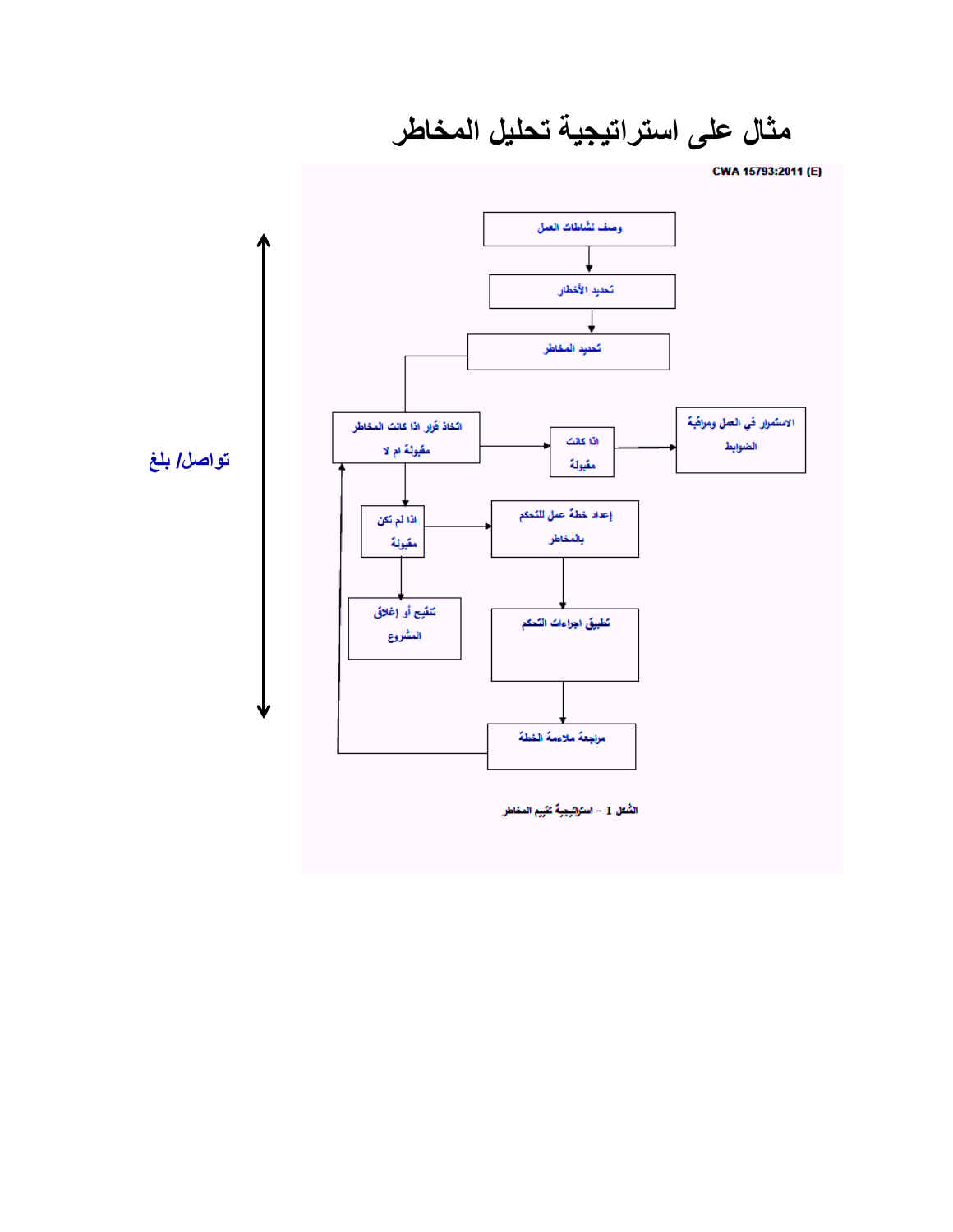# مثال على استراتيجية تحليل المخاطر

CWA 15793:2011 (E)

تواصل/ بلغ

وصف نشاطات العمل

تحديد الأخطار

تحديد المخاطر

اتخاذ قرار اذا كانت المخاطر مقبولة ام لا

اذا كانت مقبولة

الاستمرار في العمل ومراقبة الضوابط

اذا لم تكن مقبولة

إعداد خطة عمل للتحكم بالمخاطر

تنقيح أو إغلاق المشروع

تطبيق اجراءات التحكم

مراجعة ملاءمة الخطة

الشكل 1 – استراتيجية تقييم المخاطر